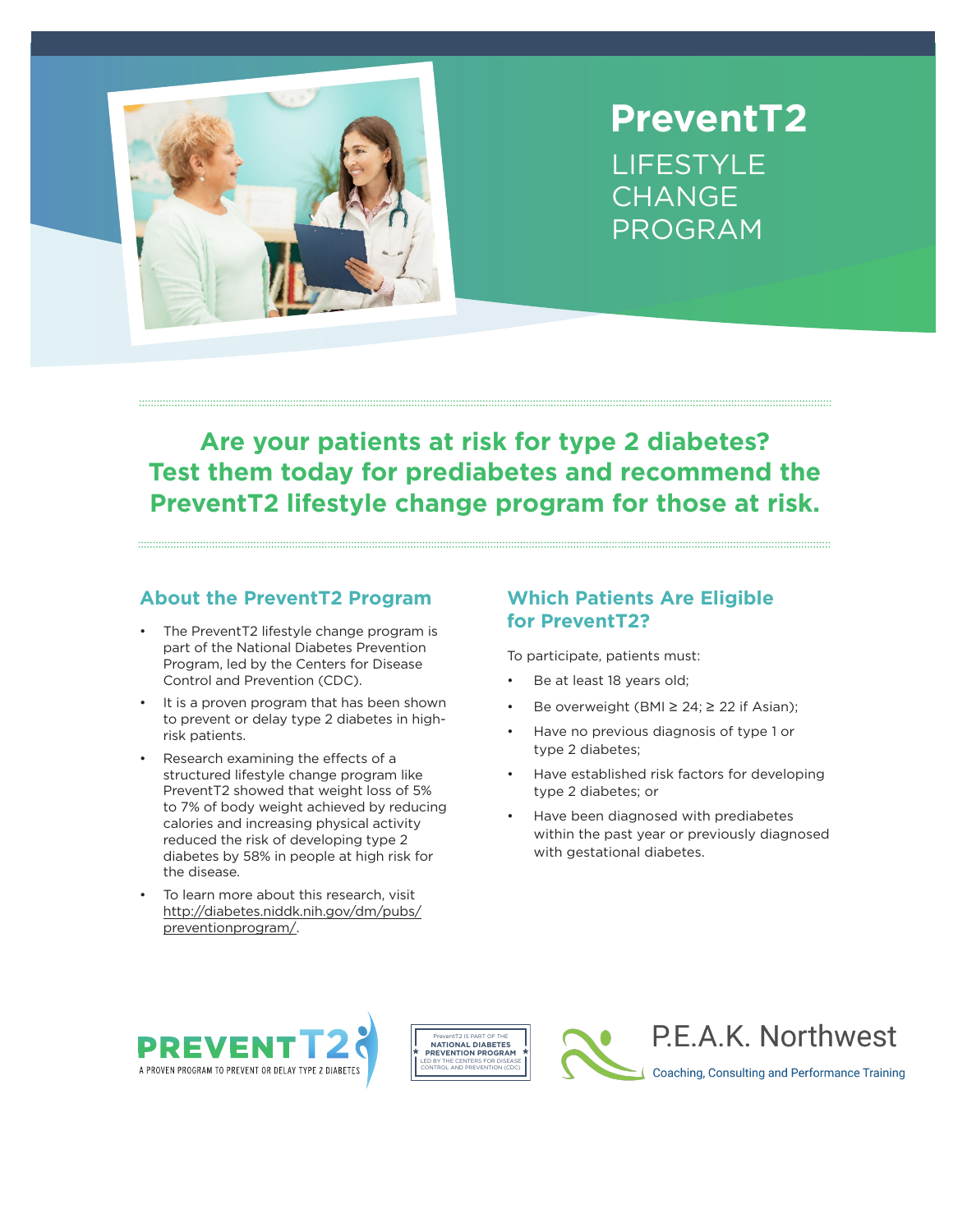# PreventT2

## LIFESTYLE CHANGE PROGRAM

**Are your patients at risk for type 2 diabetes? Test them today for prediabetes and recommend the PreventT2 lifestyle change program for those at risk.**

### About the PreventT2 Program

- The PreventT2 lifestyle change program is part of the National Diabetes Prevention Program, led by the Centers for Disease Control and Prevention (CDC).
- It is a proven program that has been shown to prevent or delay type 2 diabetes in high-risk patients.
- Research examining the effects of a structured lifestyle change program like PreventT2 showed that weight loss of 5% to 7% of body weight achieved by reducing calories and increasing physical activity reduced the risk of developing type 2 diabetes by 58% in people at high risk for the disease.
- To learn more about this research, visit http://diabetes.niddk.nih.gov/dm/pubs/preventionprogram/.

### Which Patients Are Eligible for PreventT2?

To participate, patients must:

- Be at least 18 years old;
- Be overweight (BMI ≥ 24; ≥ 22 if Asian);
- Have no previous diagnosis of type 1 or type 2 diabetes;
- Have established risk factors for developing type 2 diabetes; or
- Have been diagnosed with prediabetes within the past year or previously diagnosed with gestational diabetes.

PREVENT T2 — A PROVEN PROGRAM TO PREVENT OR DELAY TYPE 2 DIABETES

PreventT2 IS PART OF THE NATIONAL DIABETES PREVENTION PROGRAM LED BY THE CENTERS FOR DISEASE CONTROL AND PREVENTION (CDC)

P.E.A.K. Northwest — Coaching, Consulting and Performance Training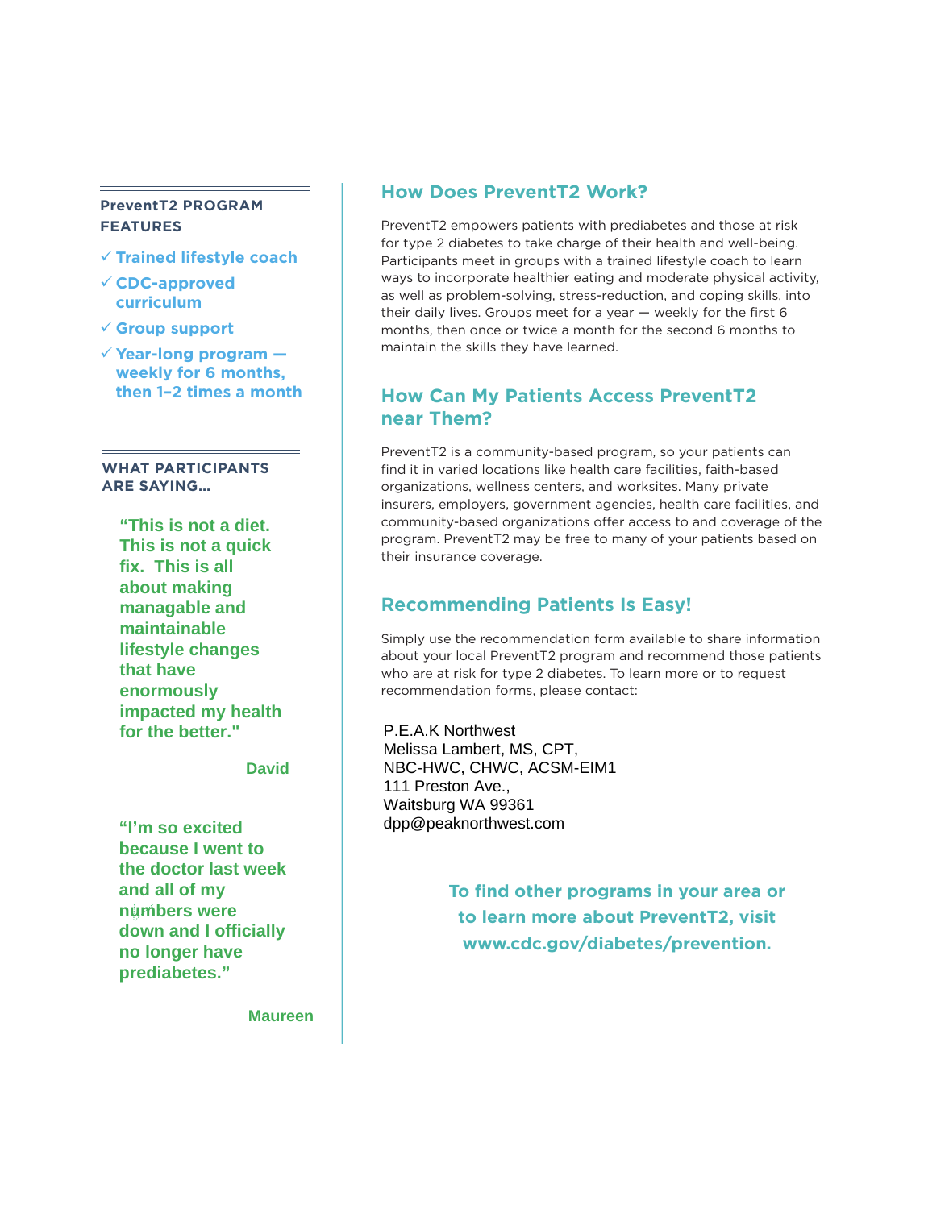**PreventT2 PROGRAM FEATURES**

- ✓ Trained lifestyle coach
- ✓ CDC-approved curriculum
- ✓ Group support
- ✓ Year-long program — weekly for 6 months, then 1–2 times a month

**WHAT PARTICIPANTS ARE SAYING...**

**“This is not a diet. This is not a quick fix. This is all about making managable and maintainable lifestyle changes that have enormously impacted my health for the better."**

**David**

**“I'm so excited because I went to the doctor last week and all of my numbers were down and I officially no longer have prediabetes.”**

**Maureen**

## How Does PreventT2 Work?

PreventT2 empowers patients with prediabetes and those at risk for type 2 diabetes to take charge of their health and well-being. Participants meet in groups with a trained lifestyle coach to learn ways to incorporate healthier eating and moderate physical activity, as well as problem-solving, stress-reduction, and coping skills, into their daily lives. Groups meet for a year — weekly for the first 6 months, then once or twice a month for the second 6 months to maintain the skills they have learned.

## How Can My Patients Access PreventT2 near Them?

PreventT2 is a community-based program, so your patients can find it in varied locations like health care facilities, faith-based organizations, wellness centers, and worksites. Many private insurers, employers, government agencies, health care facilities, and community-based organizations offer access to and coverage of the program. PreventT2 may be free to many of your patients based on their insurance coverage.

## Recommending Patients Is Easy!

Simply use the recommendation form available to share information about your local PreventT2 program and recommend those patients who are at risk for type 2 diabetes. To learn more or to request recommendation forms, please contact:

P.E.A.K Northwest
Melissa Lambert, MS, CPT,
NBC-HWC, CHWC, ACSM-EIM1
111 Preston Ave.,
Waitsburg WA 99361
dpp@peaknorthwest.com

**To find other programs in your area or to learn more about PreventT2, visit www.cdc.gov/diabetes/prevention.**